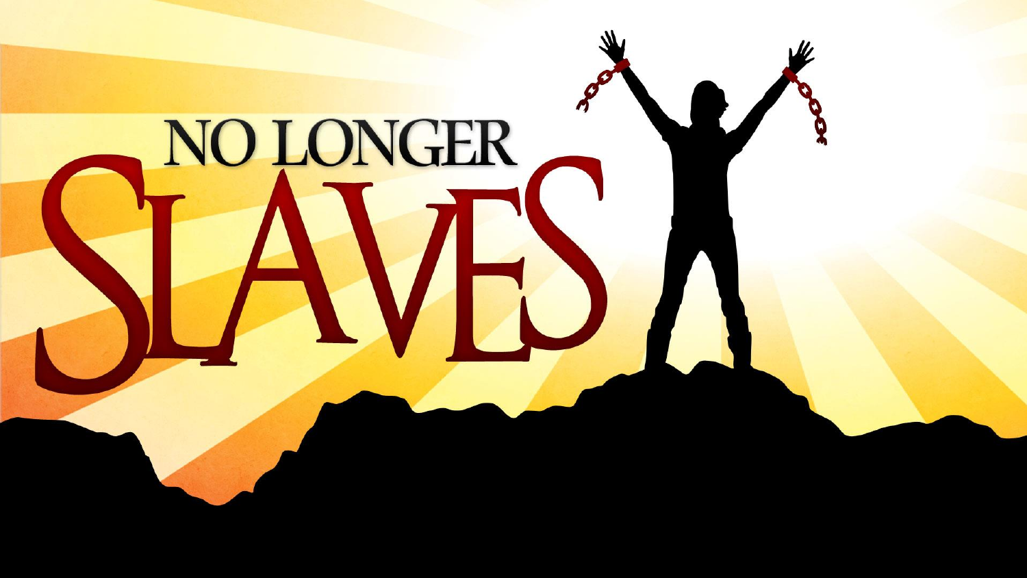# NO LONGER SLAVES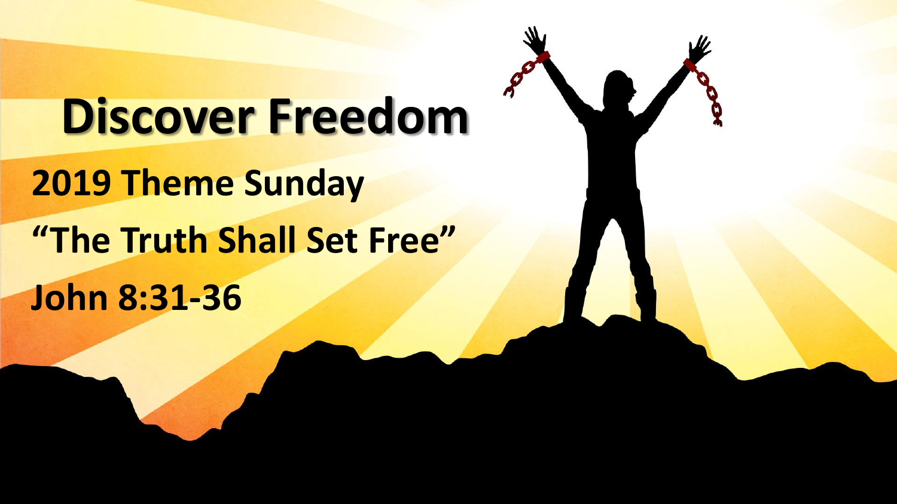# Discover Freedom

**2019 Theme Sunday**

**“The Truth Shall Set Free”**

**John 8:31-36**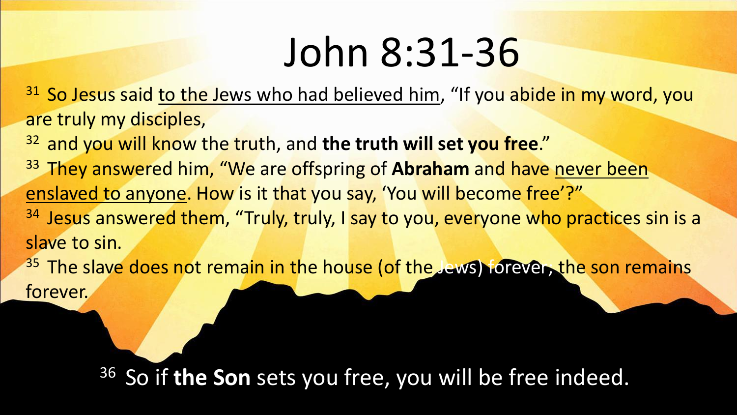# John 8:31-36

[31] So Jesus said to the Jews who had believed him, "If you abide in my word, you are truly my disciples,

[32] and you will know the truth, and **the truth will set you free**."

[33] They answered him, "We are offspring of **Abraham** and have never been enslaved to anyone. How is it that you say, 'You will become free'?"

[34] Jesus answered them, "Truly, truly, I say to you, everyone who practices sin is a slave to sin.

[35] The slave does not remain in the house (of the Jews) forever; the son remains forever.

[36] So if **the Son** sets you free, you will be free indeed.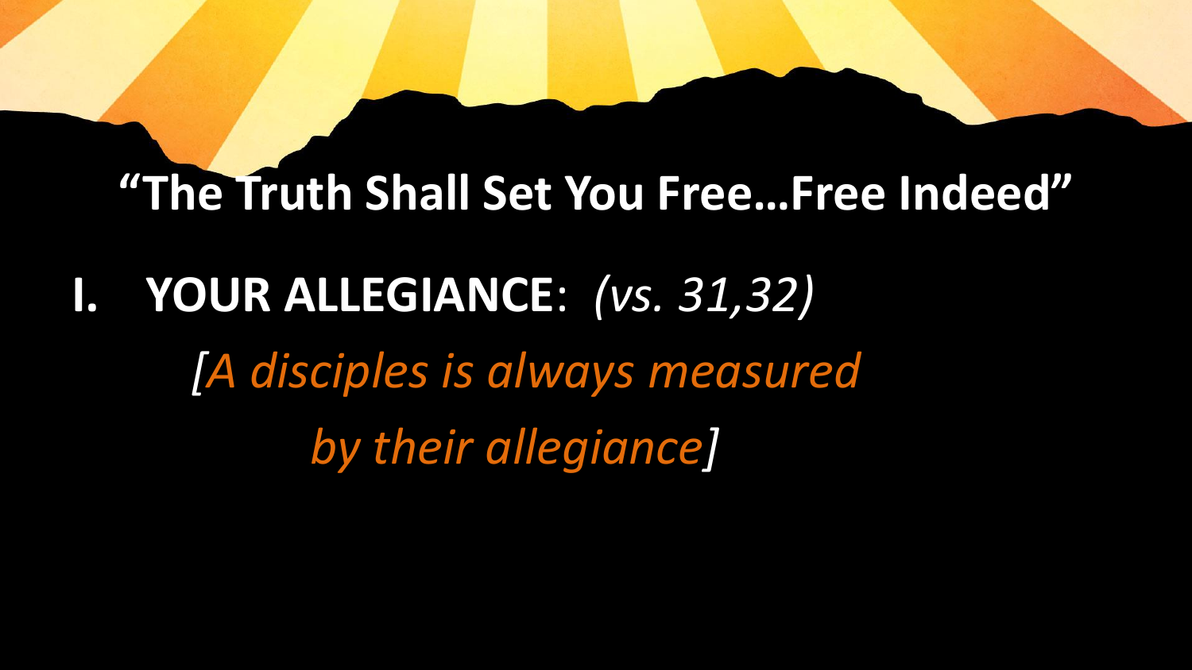## "The Truth Shall Set You Free…Free Indeed"

**I. YOUR ALLEGIANCE**: *(vs. 31,32)*

*[A disciples is always measured by their allegiance]*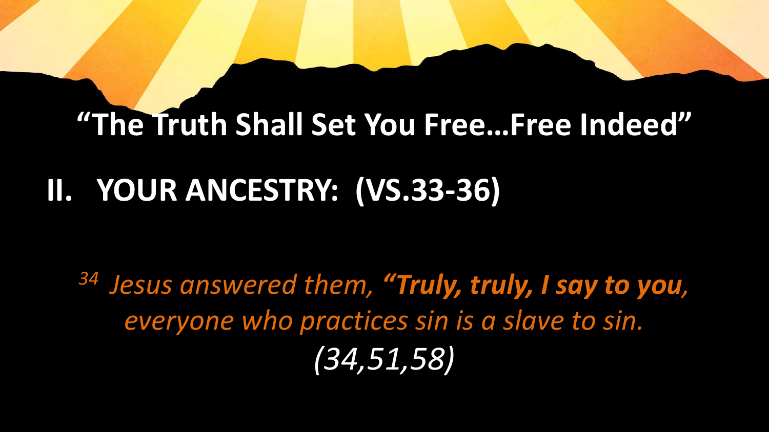# "The Truth Shall Set You Free…Free Indeed"

## II. YOUR ANCESTRY: (VS.33-36)

*[34] Jesus answered them, **"Truly, truly, I say to you**, everyone who practices sin is a slave to sin. (34,51,58)*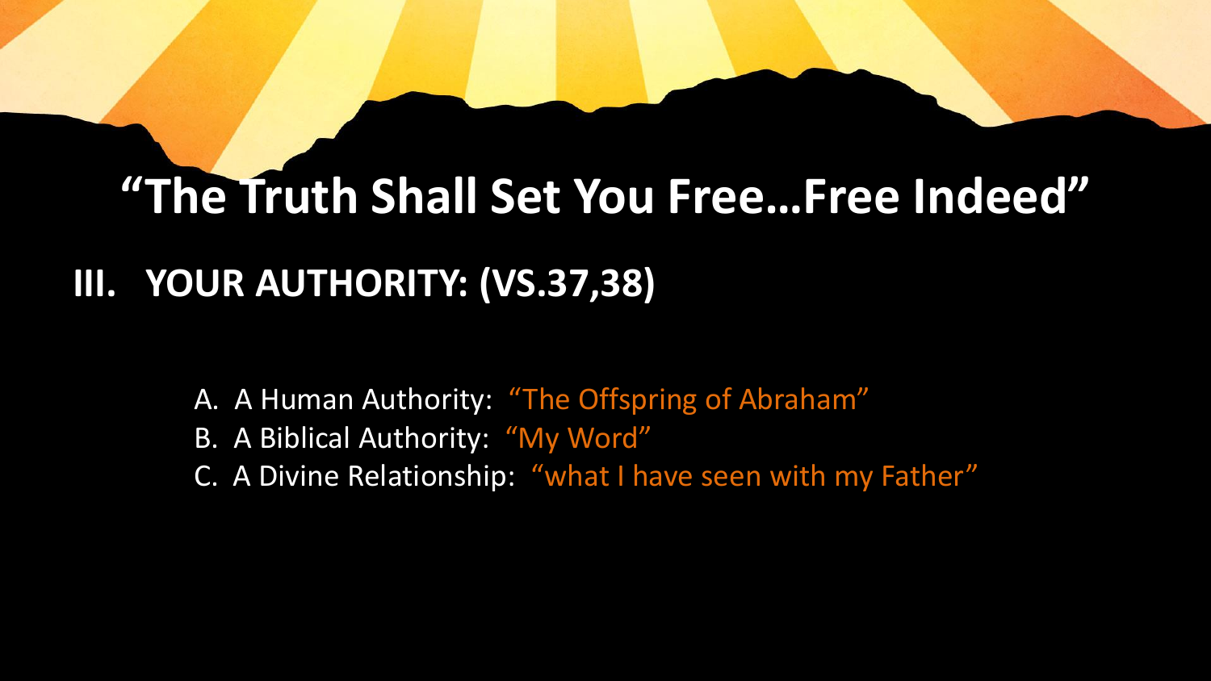# "The Truth Shall Set You Free…Free Indeed"

## III. YOUR AUTHORITY: (VS.37,38)

A. A Human Authority: "The Offspring of Abraham"
B. A Biblical Authority: "My Word"
C. A Divine Relationship: "what I have seen with my Father"